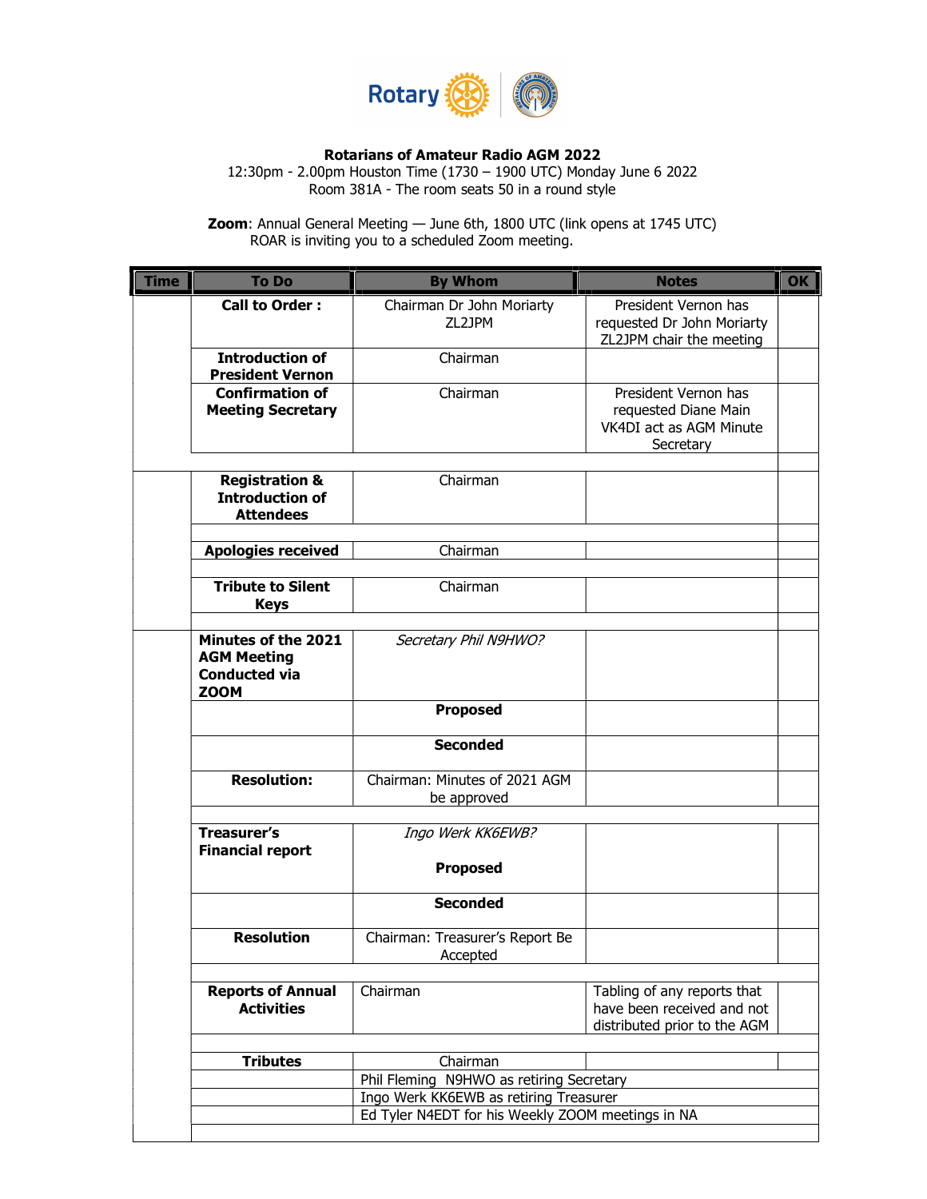**Rotarians of Amateur Radio AGM 2022**

12:30pm - 2.00pm Houston Time (1730 – 1900 UTC) Monday June 6 2022

Room 381A - The room seats 50 in a round style

**Zoom**: Annual General Meeting — June 6th, 1800 UTC (link opens at 1745 UTC)
ROAR is inviting you to a scheduled Zoom meeting.

| Time | To Do | By Whom | Notes | OK |
|---|---|---|---|---|
| | **Call to Order :** | Chairman Dr John Moriarty ZL2JPM | President Vernon has requested Dr John Moriarty ZL2JPM chair the meeting | |
| | **Introduction of President Vernon** | Chairman | | |
| | **Confirmation of Meeting Secretary** | Chairman | President Vernon has requested Diane Main VK4DI act as AGM Minute Secretary | |
| | | | | |
| | **Registration & Introduction of Attendees** | Chairman | | |
| | | | | |
| | **Apologies received** | Chairman | | |
| | | | | |
| | **Tribute to Silent Keys** | Chairman | | |
| | | | | |
| | **Minutes of the 2021 AGM Meeting Conducted via ZOOM** | *Secretary Phil N9HWO?* | | |
| | | **Proposed** | | |
| | | **Seconded** | | |
| | **Resolution:** | Chairman: Minutes of 2021 AGM be approved | | |
| | | | | |
| | **Treasurer's Financial report** | *Ingo Werk KK6EWB?*<br>**Proposed** | | |
| | | **Seconded** | | |
| | **Resolution** | Chairman: Treasurer's Report Be Accepted | | |
| | | | | |
| | **Reports of Annual Activities** | Chairman | Tabling of any reports that have been received and not distributed prior to the AGM | |
| | | | | |
| | **Tributes** | Chairman | | |
| | | Phil Fleming N9HWO as retiring Secretary | | |
| | | Ingo Werk KK6EWB as retiring Treasurer | | |
| | | Ed Tyler N4EDT for his Weekly ZOOM meetings in NA | | |
| | | | | |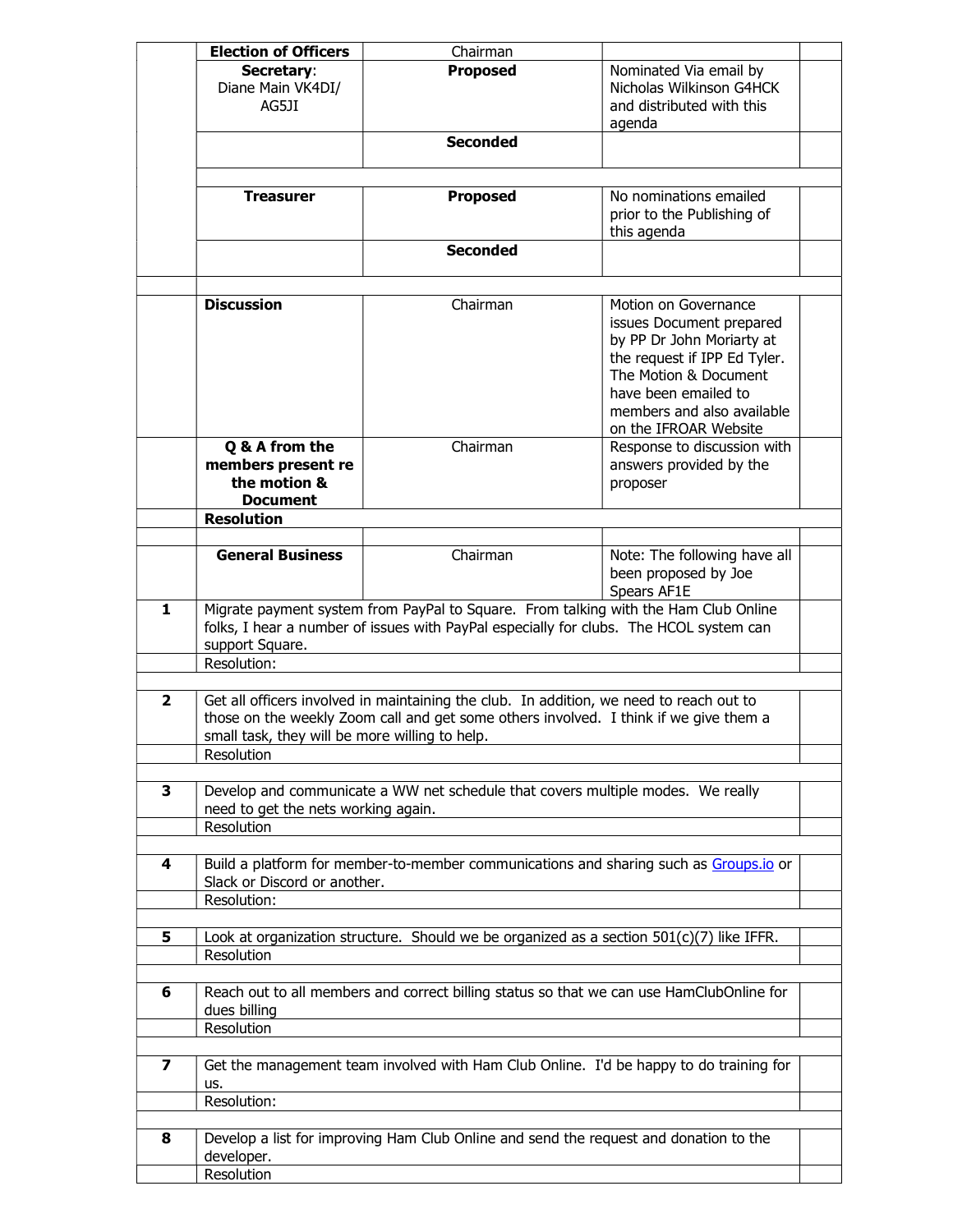| | | | | |
|---|---|---|---|---|
| | **Election of Officers** | Chairman | | |
| | **Secretary**: Diane Main VK4DI/ AG5JI | **Proposed** | Nominated Via email by Nicholas Wilkinson G4HCK and distributed with this agenda | |
| | | **Seconded** | | |
| | | | | |
| | **Treasurer** | **Proposed** | No nominations emailed prior to the Publishing of this agenda | |
| | | **Seconded** | | |
| | | | | |
| | **Discussion** | Chairman | Motion on Governance issues Document prepared by PP Dr John Moriarty at the request if IPP Ed Tyler. The Motion & Document have been emailed to members and also available on the IFROAR Website | |
| | **Q & A from the members present re the motion & Document** | Chairman | Response to discussion with answers provided by the proposer | |
| | **Resolution** | | | |
| | | | | |
| | **General Business** | Chairman | Note: The following have all been proposed by Joe Spears AF1E | |
| **1** | Migrate payment system from PayPal to Square. From talking with the Ham Club Online folks, I hear a number of issues with PayPal especially for clubs. The HCOL system can support Square. | | | |
| | Resolution: | | | |
| | | | | |
| **2** | Get all officers involved in maintaining the club. In addition, we need to reach out to those on the weekly Zoom call and get some others involved. I think if we give them a small task, they will be more willing to help. | | | |
| | Resolution | | | |
| | | | | |
| **3** | Develop and communicate a WW net schedule that covers multiple modes. We really need to get the nets working again. | | | |
| | Resolution | | | |
| | | | | |
| **4** | Build a platform for member-to-member communications and sharing such as Groups.io or Slack or Discord or another. | | | |
| | Resolution: | | | |
| | | | | |
| **5** | Look at organization structure. Should we be organized as a section 501(c)(7) like IFFR. | | | |
| | Resolution | | | |
| | | | | |
| **6** | Reach out to all members and correct billing status so that we can use HamClubOnline for dues billing | | | |
| | Resolution | | | |
| | | | | |
| **7** | Get the management team involved with Ham Club Online. I'd be happy to do training for us. | | | |
| | Resolution: | | | |
| | | | | |
| **8** | Develop a list for improving Ham Club Online and send the request and donation to the developer. | | | |
| | Resolution | | | |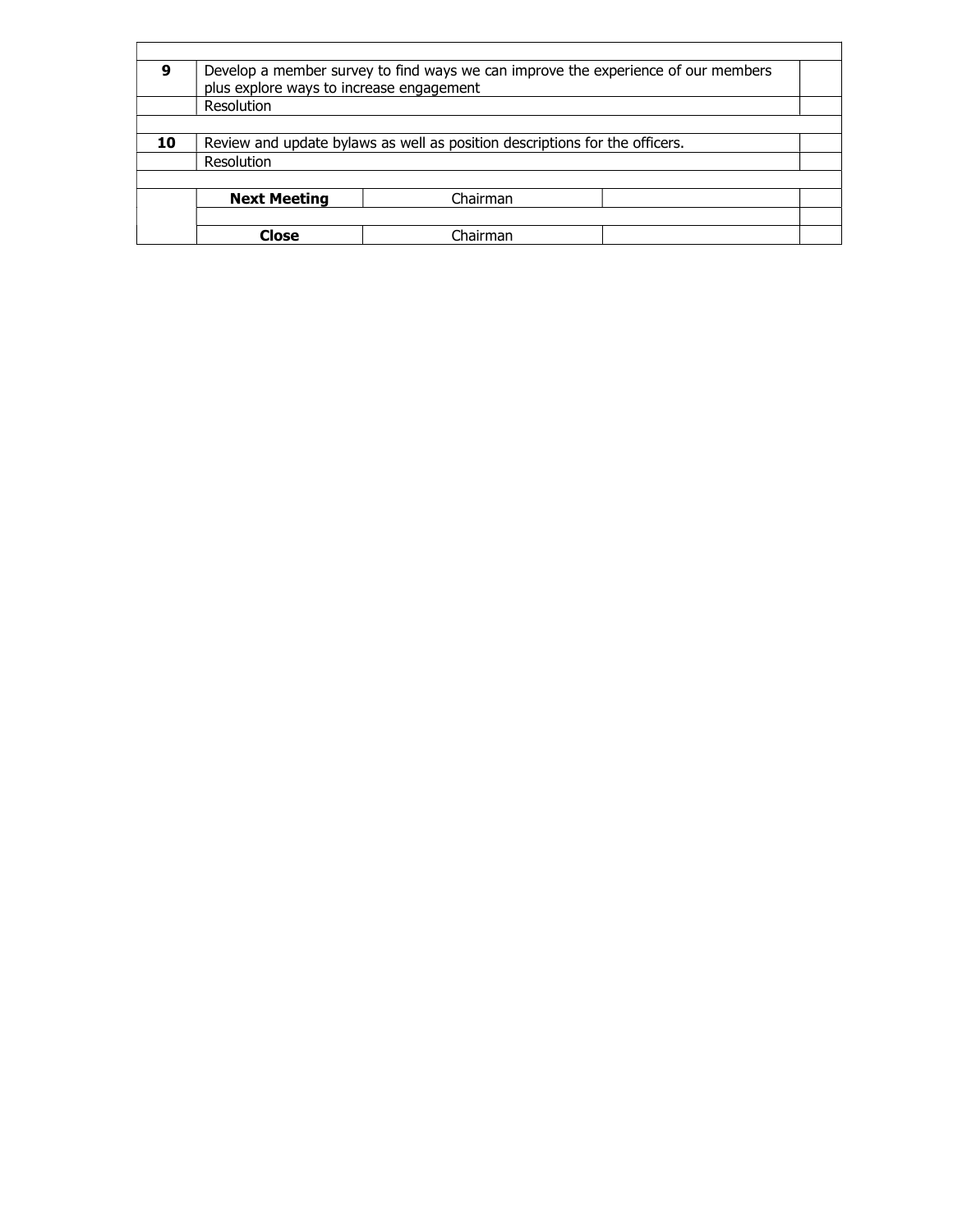| | | | | |
|---|---|---|---|---|
| | | | | |
| **9** | Develop a member survey to find ways we can improve the experience of our members plus explore ways to increase engagement | | | |
| | Resolution | | | |
| | | | | |
| **10** | Review and update bylaws as well as position descriptions for the officers. | | | |
| | Resolution | | | |
| | | | | |
| | **Next Meeting** | Chairman | | |
| | | | | |
| | **Close** | Chairman | | |